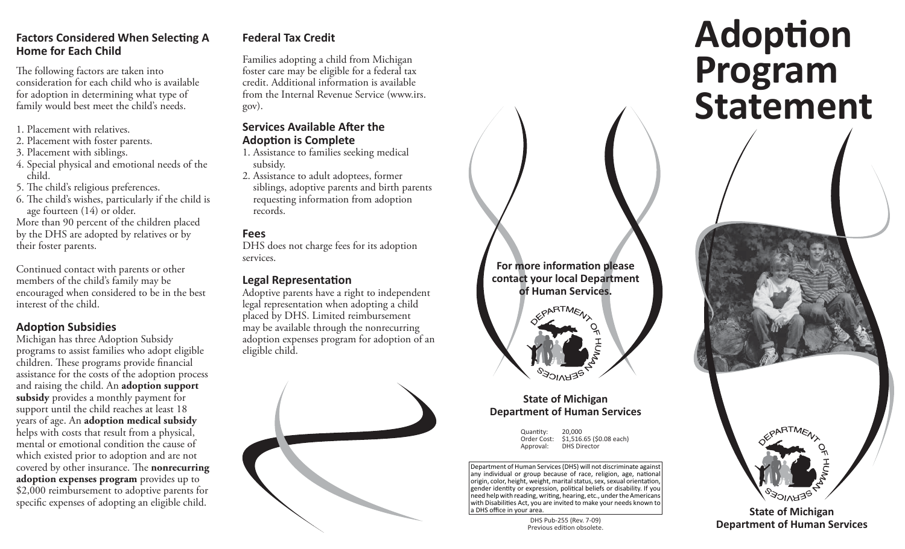### Factors Considered When Selecting A Home for Each Child

The following factors are taken into consideration for each child who is available for adoption in determining what type of family would best meet the child's needs.

1. Placement with relatives.
2. Placement with foster parents.
3. Placement with siblings.
4. Special physical and emotional needs of the child.
5. The child's religious preferences.
6. The child's wishes, particularly if the child is age fourteen (14) or older.

More than 90 percent of the children placed by the DHS are adopted by relatives or by their foster parents.

Continued contact with parents or other members of the child's family may be encouraged when considered to be in the best interest of the child.

### Adoption Subsidies

Michigan has three Adoption Subsidy programs to assist families who adopt eligible children. These programs provide financial assistance for the costs of the adoption process and raising the child. An **adoption support subsidy** provides a monthly payment for support until the child reaches at least 18 years of age. An **adoption medical subsidy** helps with costs that result from a physical, mental or emotional condition the cause of which existed prior to adoption and are not covered by other insurance. The **nonrecurring adoption expenses program** provides up to $2,000 reimbursement to adoptive parents for specific expenses of adopting an eligible child.

### Federal Tax Credit

Families adopting a child from Michigan foster care may be eligible for a federal tax credit. Additional information is available from the Internal Revenue Service (www.irs.gov).

### Services Available After the Adoption is Complete

1. Assistance to families seeking medical subsidy.
2. Assistance to adult adoptees, former siblings, adoptive parents and birth parents requesting information from adoption records.

### Fees

DHS does not charge fees for its adoption services.

### Legal Representation

Adoptive parents have a right to independent legal representation when adopting a child placed by DHS. Limited reimbursement may be available through the nonrecurring adoption expenses program for adoption of an eligible child.

**For more information please contact your local Department of Human Services.**

DEPARTMENT OF HUMAN SERVICES

**State of Michigan**
**Department of Human Services**

Quantity: 20,000
Order Cost: $1,516.65 ($0.08 each)
Approval: DHS Director

Department of Human Services (DHS) will not discriminate against any individual or group because of race, religion, age, national origin, color, height, weight, marital status, sex, sexual orientation, gender identity or expression, political beliefs or disability. If you need help with reading, writing, hearing, etc., under the Americans with Disabilities Act, you are invited to make your needs known to a DHS office in your area.

DHS Pub-255 (Rev. 7-09)
Previous edition obsolete.

# Adoption Program Statement

DEPARTMENT OF HUMAN SERVICES

**State of Michigan**
**Department of Human Services**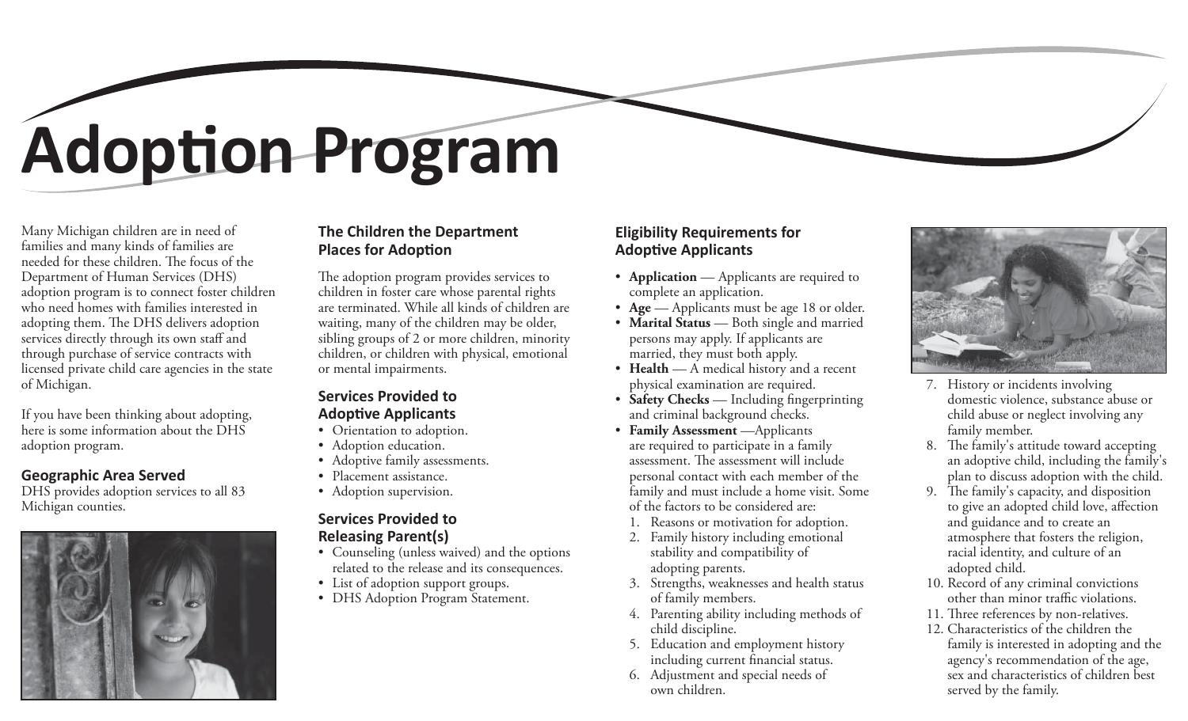# Adoption Program

Many Michigan children are in need of families and many kinds of families are needed for these children. The focus of the Department of Human Services (DHS) adoption program is to connect foster children who need homes with families interested in adopting them. The DHS delivers adoption services directly through its own staff and through purchase of service contracts with licensed private child care agencies in the state of Michigan.

If you have been thinking about adopting, here is some information about the DHS adoption program.

### Geographic Area Served

DHS provides adoption services to all 83 Michigan counties.

### The Children the Department Places for Adoption

The adoption program provides services to children in foster care whose parental rights are terminated. While all kinds of children are waiting, many of the children may be older, sibling groups of 2 or more children, minority children, or children with physical, emotional or mental impairments.

### Services Provided to Adoptive Applicants

- Orientation to adoption.
- Adoption education.
- Adoptive family assessments.
- Placement assistance.
- Adoption supervision.

### Services Provided to Releasing Parent(s)

- Counseling (unless waived) and the options related to the release and its consequences.
- List of adoption support groups.
- DHS Adoption Program Statement.

### Eligibility Requirements for Adoptive Applicants

- **Application** — Applicants are required to complete an application.
- **Age** — Applicants must be age 18 or older.
- **Marital Status** — Both single and married persons may apply. If applicants are married, they must both apply.
- **Health** — A medical history and a recent physical examination are required.
- **Safety Checks** — Including fingerprinting and criminal background checks.
- **Family Assessment** —Applicants are required to participate in a family assessment. The assessment will include personal contact with each member of the family and must include a home visit. Some of the factors to be considered are:
  1. Reasons or motivation for adoption.
  2. Family history including emotional stability and compatibility of adopting parents.
  3. Strengths, weaknesses and health status of family members.
  4. Parenting ability including methods of child discipline.
  5. Education and employment history including current financial status.
  6. Adjustment and special needs of own children.
  7. History or incidents involving domestic violence, substance abuse or child abuse or neglect involving any family member.
  8. The family's attitude toward accepting an adoptive child, including the family's plan to discuss adoption with the child.
  9. The family's capacity, and disposition to give an adopted child love, affection and guidance and to create an atmosphere that fosters the religion, racial identity, and culture of an adopted child.
  10. Record of any criminal convictions other than minor traffic violations.
  11. Three references by non-relatives.
  12. Characteristics of the children the family is interested in adopting and the agency's recommendation of the age, sex and characteristics of children best served by the family.